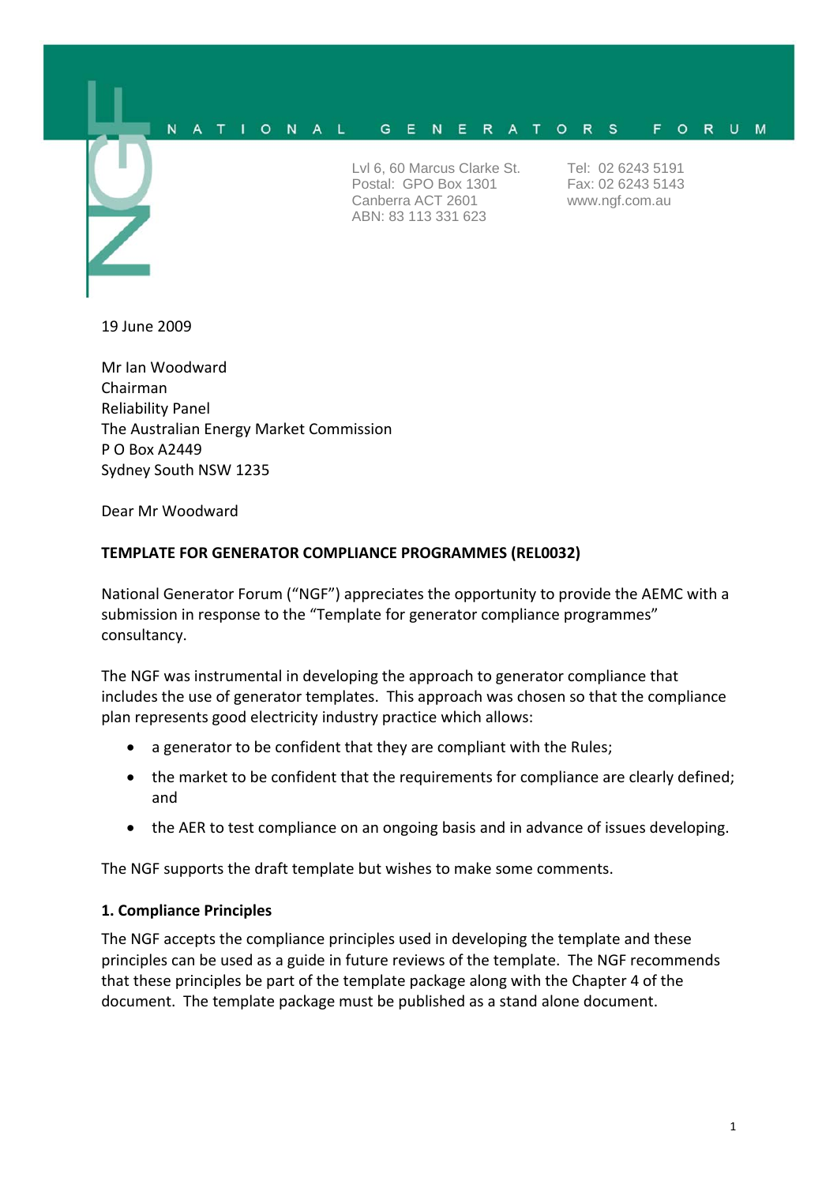NATIONAL GENERATORS FORUM

Lvl 6, 60 Marcus Clarke St.
Postal: GPO Box 1301
Canberra ACT 2601
ABN: 83 113 331 623

Tel: 02 6243 5191
Fax: 02 6243 5143
www.ngf.com.au

19 June 2009

Mr Ian Woodward
Chairman
Reliability Panel
The Australian Energy Market Commission
P O Box A2449
Sydney South NSW 1235

Dear Mr Woodward

**TEMPLATE FOR GENERATOR COMPLIANCE PROGRAMMES (REL0032)**

National Generator Forum ("NGF") appreciates the opportunity to provide the AEMC with a submission in response to the "Template for generator compliance programmes" consultancy.

The NGF was instrumental in developing the approach to generator compliance that includes the use of generator templates. This approach was chosen so that the compliance plan represents good electricity industry practice which allows:

- a generator to be confident that they are compliant with the Rules;
- the market to be confident that the requirements for compliance are clearly defined; and
- the AER to test compliance on an ongoing basis and in advance of issues developing.

The NGF supports the draft template but wishes to make some comments.

**1. Compliance Principles**

The NGF accepts the compliance principles used in developing the template and these principles can be used as a guide in future reviews of the template. The NGF recommends that these principles be part of the template package along with the Chapter 4 of the document. The template package must be published as a stand alone document.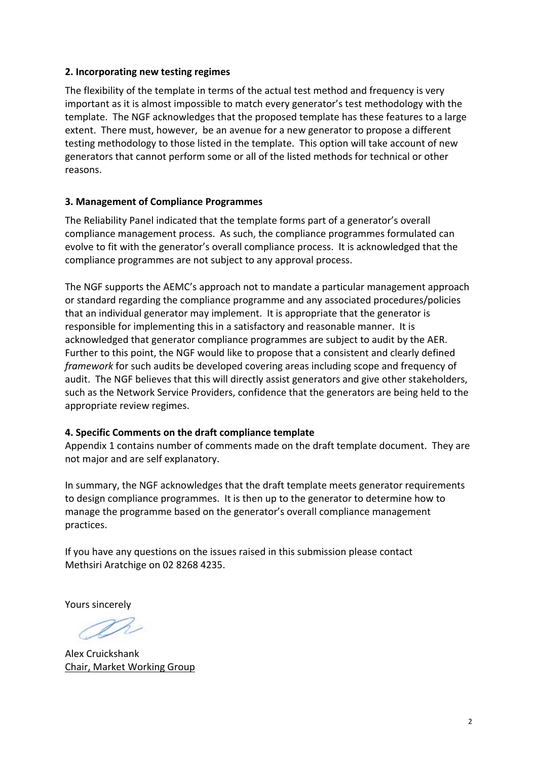**2. Incorporating new testing regimes**

The flexibility of the template in terms of the actual test method and frequency is very important as it is almost impossible to match every generator's test methodology with the template. The NGF acknowledges that the proposed template has these features to a large extent. There must, however, be an avenue for a new generator to propose a different testing methodology to those listed in the template. This option will take account of new generators that cannot perform some or all of the listed methods for technical or other reasons.

**3. Management of Compliance Programmes**

The Reliability Panel indicated that the template forms part of a generator's overall compliance management process. As such, the compliance programmes formulated can evolve to fit with the generator's overall compliance process. It is acknowledged that the compliance programmes are not subject to any approval process.

The NGF supports the AEMC's approach not to mandate a particular management approach or standard regarding the compliance programme and any associated procedures/policies that an individual generator may implement. It is appropriate that the generator is responsible for implementing this in a satisfactory and reasonable manner. It is acknowledged that generator compliance programmes are subject to audit by the AER. Further to this point, the NGF would like to propose that a consistent and clearly defined *framework* for such audits be developed covering areas including scope and frequency of audit. The NGF believes that this will directly assist generators and give other stakeholders, such as the Network Service Providers, confidence that the generators are being held to the appropriate review regimes.

**4. Specific Comments on the draft compliance template**

Appendix 1 contains number of comments made on the draft template document. They are not major and are self explanatory.

In summary, the NGF acknowledges that the draft template meets generator requirements to design compliance programmes. It is then up to the generator to determine how to manage the programme based on the generator's overall compliance management practices.

If you have any questions on the issues raised in this submission please contact Methsiri Aratchige on 02 8268 4235.

Yours sincerely

Alex Cruickshank
Chair, Market Working Group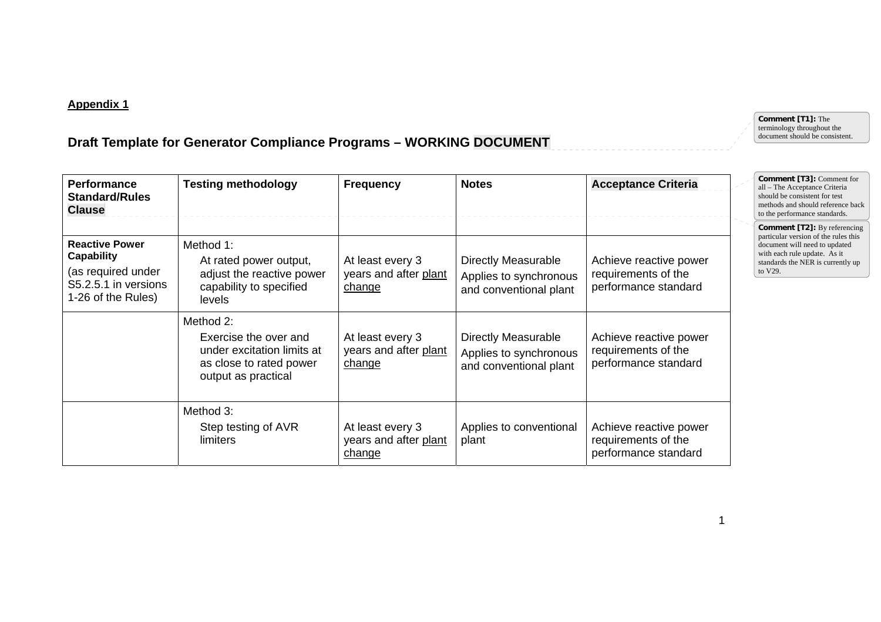**Appendix 1**

## Draft Template for Generator Compliance Programs – WORKING DOCUMENT

| Performance Standard/Rules Clause | Testing methodology | Frequency | Notes | Acceptance Criteria |
|---|---|---|---|---|
| **Reactive Power Capability** (as required under S5.2.5.1 in versions 1-26 of the Rules) | Method 1: At rated power output, adjust the reactive power capability to specified levels | At least every 3 years and after plant change | Directly Measurable. Applies to synchronous and conventional plant | Achieve reactive power requirements of the performance standard |
| | Method 2: Exercise the over and under excitation limits at as close to rated power output as practical | At least every 3 years and after plant change | Directly Measurable. Applies to synchronous and conventional plant | Achieve reactive power requirements of the performance standard |
| | Method 3: Step testing of AVR limiters | At least every 3 years and after plant change | Applies to conventional plant | Achieve reactive power requirements of the performance standard |

**Comment [T1]:** The terminology throughout the document should be consistent.

**Comment [T3]:** Comment for all – The Acceptance Criteria should be consistent for test methods and should reference back to the performance standards.

**Comment [T2]:** By referencing particular version of the rules this document will need to updated with each rule update. As it standards the NER is currently up to V29.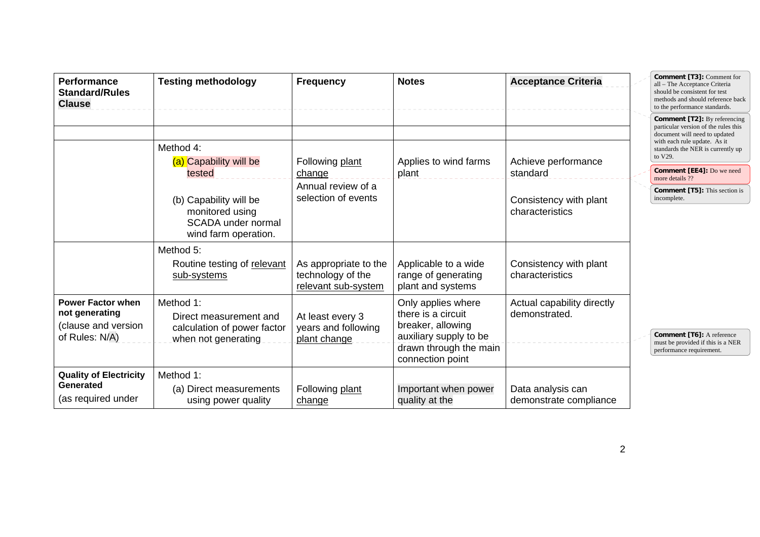| Performance Standard/Rules Clause | Testing methodology | Frequency | Notes | Acceptance Criteria |
|---|---|---|---|---|
| | | | | |
| | Method 4:<br>(a) Capability will be tested<br><br>(b) Capability will be monitored using SCADA under normal wind farm operation. | Following plant change<br>Annual review of a selection of events | Applies to wind farms plant | Achieve performance standard<br><br>Consistency with plant characteristics |
| | Method 5:<br>Routine testing of relevant sub-systems | As appropriate to the technology of the relevant sub-system | Applicable to a wide range of generating plant and systems | Consistency with plant characteristics |
| **Power Factor when not generating**<br>(clause and version of Rules: N/A) | Method 1:<br>Direct measurement and calculation of power factor when not generating | At least every 3 years and following plant change | Only applies where there is a circuit breaker, allowing auxiliary supply to be drawn through the main connection point | Actual capability directly demonstrated. |
| **Quality of Electricity Generated**<br>(as required under | Method 1:<br>(a) Direct measurements using power quality | Following plant change | Important when power quality at the | Data analysis can demonstrate compliance |

**Comment [T3]:** Comment for all – The Acceptance Criteria should be consistent for test methods and should reference back to the performance standards.

**Comment [T2]:** By referencing particular version of the rules this document will need to updated with each rule update. As it standards the NER is currently up to V29.

**Comment [EE4]:** Do we need more details ??

**Comment [T5]:** This section is incomplete.

**Comment [T6]:** A reference must be provided if this is a NER performance requirement.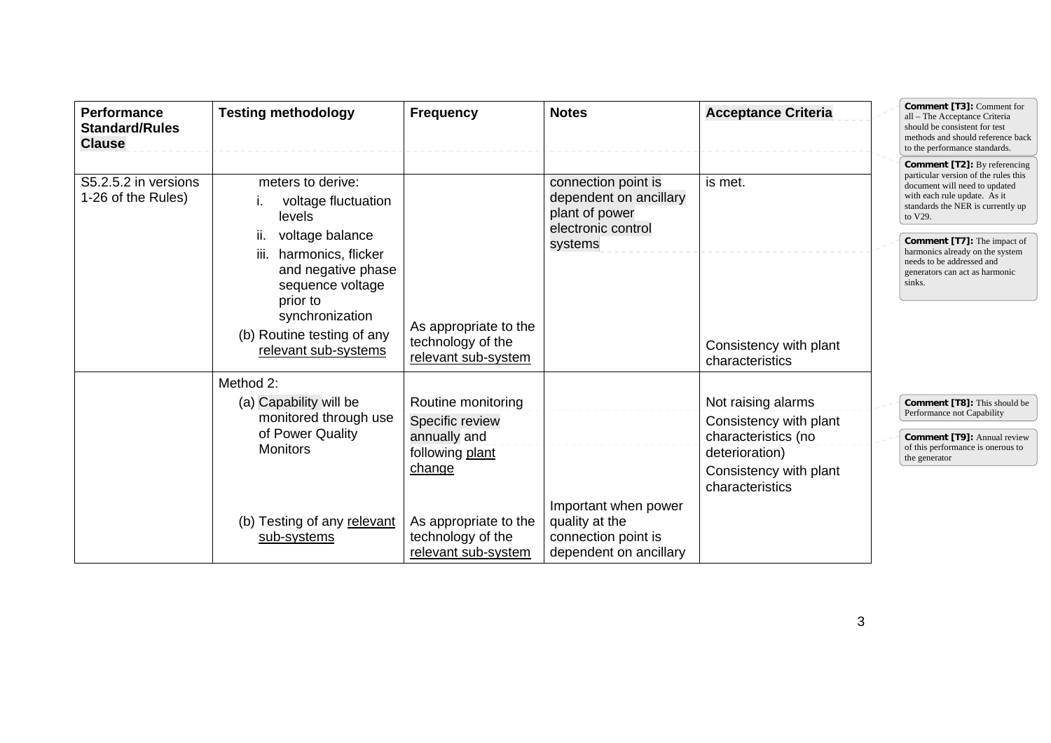| Performance Standard/Rules Clause | Testing methodology | Frequency | Notes | Acceptance Criteria |
|---|---|---|---|---|
| S5.2.5.2 in versions 1-26 of the Rules) | meters to derive:<br>i. voltage fluctuation levels<br>ii. voltage balance<br>iii. harmonics, flicker and negative phase sequence voltage prior to synchronization<br>(b) Routine testing of any relevant sub-systems | <br><br><br><br><br><br>As appropriate to the technology of the relevant sub-system | connection point is dependent on ancillary plant of power electronic control systems | is met.<br><br><br><br><br><br>Consistency with plant characteristics |
| | Method 2:<br>(a) Capability will be monitored through use of Power Quality Monitors<br><br><br><br>(b) Testing of any relevant sub-systems | Routine monitoring<br>Specific review annually and following plant change<br><br><br>As appropriate to the technology of the relevant sub-system | <br><br><br><br><br>Important when power quality at the connection point is dependent on ancillary | Not raising alarms<br>Consistency with plant characteristics (no deterioration)<br>Consistency with plant characteristics |

**Comment [T3]:** Comment for all – The Acceptance Criteria should be consistent for test methods and should reference back to the performance standards.

**Comment [T2]:** By referencing particular version of the rules this document will need to updated with each rule update. As it standards the NER is currently up to V29.

**Comment [T7]:** The impact of harmonics already on the system needs to be addressed and generators can act as harmonic sinks.

**Comment [T8]:** This should be Performance not Capability

**Comment [T9]:** Annual review of this performance is onerous to the generator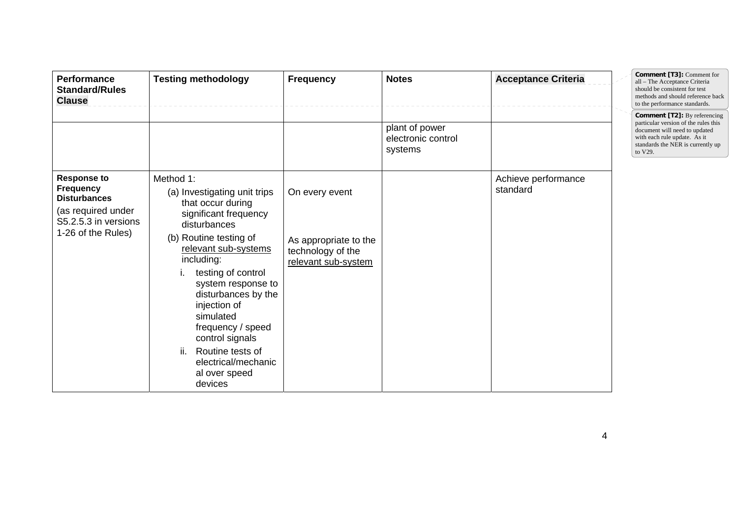| Performance Standard/Rules Clause | Testing methodology | Frequency | Notes | Acceptance Criteria |
|---|---|---|---|---|
| | | | plant of power electronic control systems | |
| **Response to Frequency Disturbances** (as required under S5.2.5.3 in versions 1-26 of the Rules) | Method 1:<br>(a) Investigating unit trips that occur during significant frequency disturbances<br>(b) Routine testing of <u>relevant sub-systems</u> including:<br>i. testing of control system response to disturbances by the injection of simulated frequency / speed control signals<br>ii. Routine tests of electrical/mechanical over speed devices | On every event<br><br>As appropriate to the technology of the <u>relevant sub-system</u> | | Achieve performance standard |

**Comment [T3]:** Comment for all – The Acceptance Criteria should be consistent for test methods and should reference back to the performance standards.

**Comment [T2]:** By referencing particular version of the rules this document will need to updated with each rule update. As it standards the NER is currently up to V29.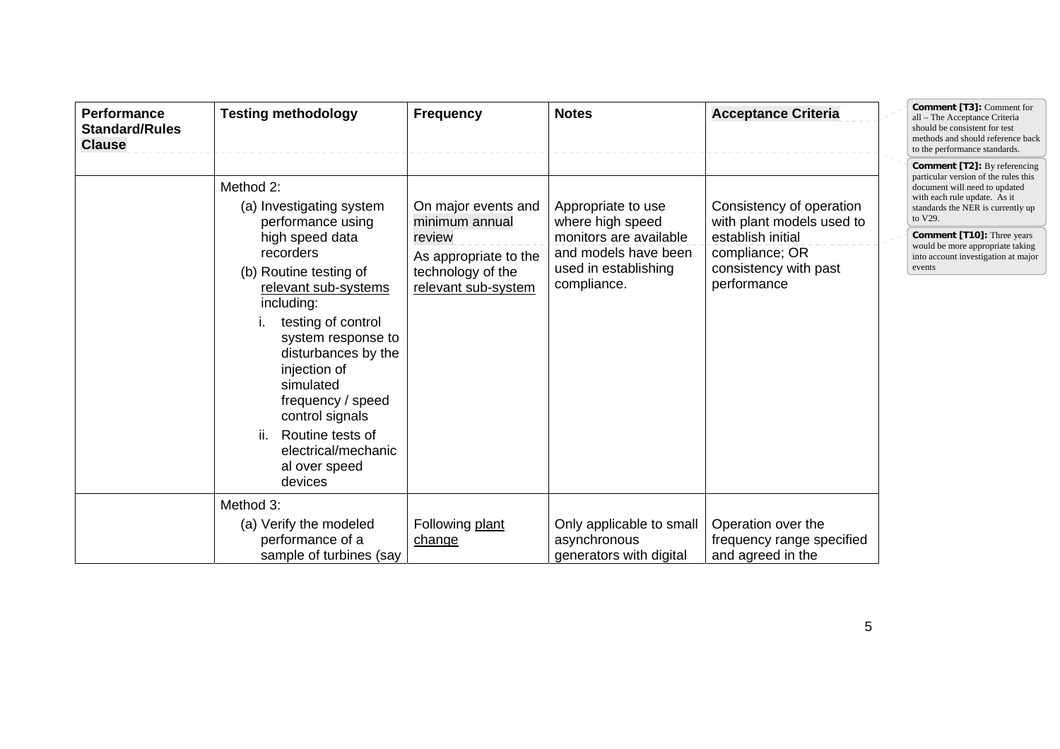| Performance Standard/Rules Clause | Testing methodology | Frequency | Notes | Acceptance Criteria |
|---|---|---|---|---|
| | | | | |
| | Method 2:<br>(a) Investigating system performance using high speed data recorders<br>(b) Routine testing of relevant sub-systems including:<br>i. testing of control system response to disturbances by the injection of simulated frequency / speed control signals<br>ii. Routine tests of electrical/mechanical over speed devices | On major events and minimum annual review<br>As appropriate to the technology of the relevant sub-system | Appropriate to use where high speed monitors are available and models have been used in establishing compliance. | Consistency of operation with plant models used to establish initial compliance; OR consistency with past performance |
| | Method 3:<br>(a) Verify the modeled performance of a sample of turbines (say | Following plant change | Only applicable to small asynchronous generators with digital | Operation over the frequency range specified and agreed in the |

**Comment [T3]:** Comment for all – The Acceptance Criteria should be consistent for test methods and should reference back to the performance standards.

**Comment [T2]:** By referencing particular version of the rules this document will need to updated with each rule update. As it standards the NER is currently up to V29.

**Comment [T10]:** Three years would be more appropriate taking into account investigation at major events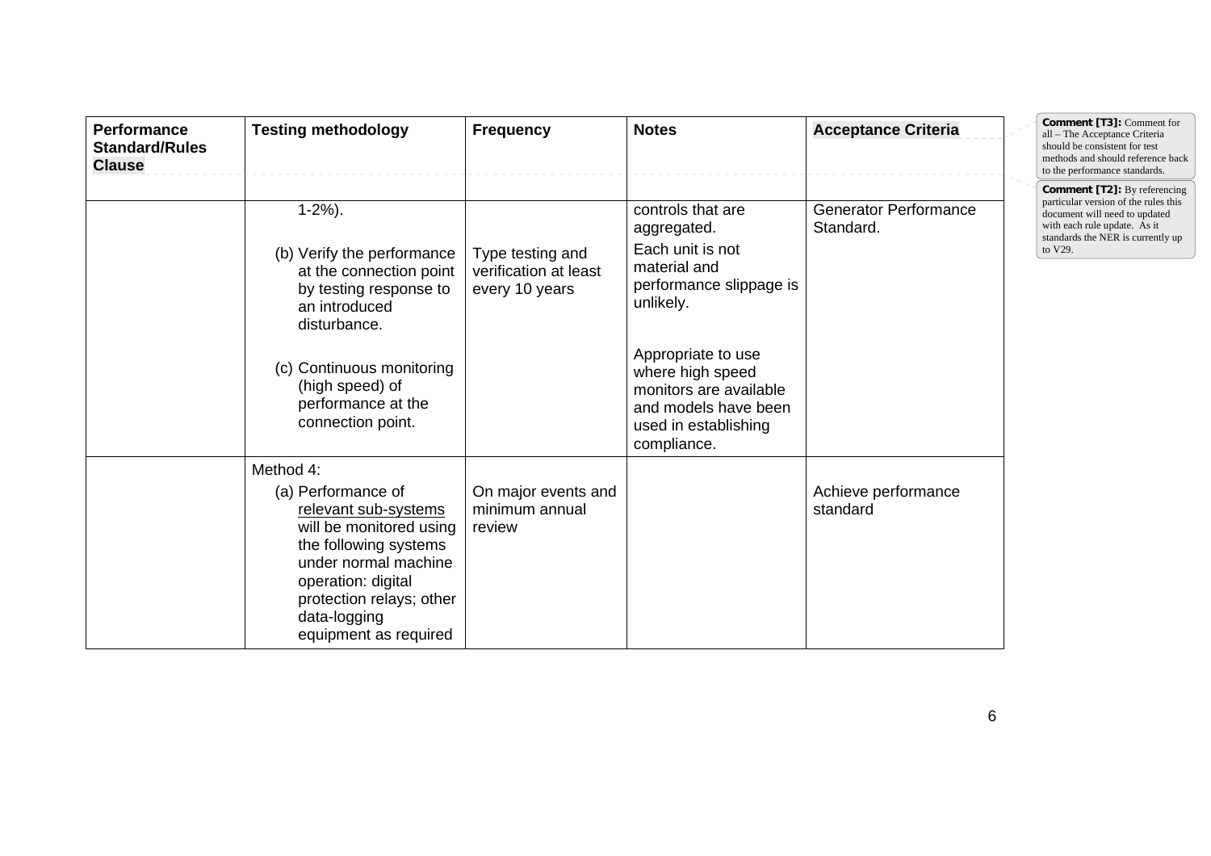| Performance Standard/Rules Clause | Testing methodology | Frequency | Notes | Acceptance Criteria |
|---|---|---|---|---|
| | 1-2%). | | controls that are aggregated. | Generator Performance Standard. |
| | (b) Verify the performance at the connection point by testing response to an introduced disturbance. | Type testing and verification at least every 10 years | Each unit is not material and performance slippage is unlikely. | |
| | (c) Continuous monitoring (high speed) of performance at the connection point. | | Appropriate to use where high speed monitors are available and models have been used in establishing compliance. | |
| | Method 4:<br>(a) Performance of relevant sub-systems will be monitored using the following systems under normal machine operation: digital protection relays; other data-logging equipment as required | On major events and minimum annual review | | Achieve performance standard |

**Comment [T3]:** Comment for all – The Acceptance Criteria should be consistent for test methods and should reference back to the performance standards.

**Comment [T2]:** By referencing particular version of the rules this document will need to updated with each rule update. As it standards the NER is currently up to V29.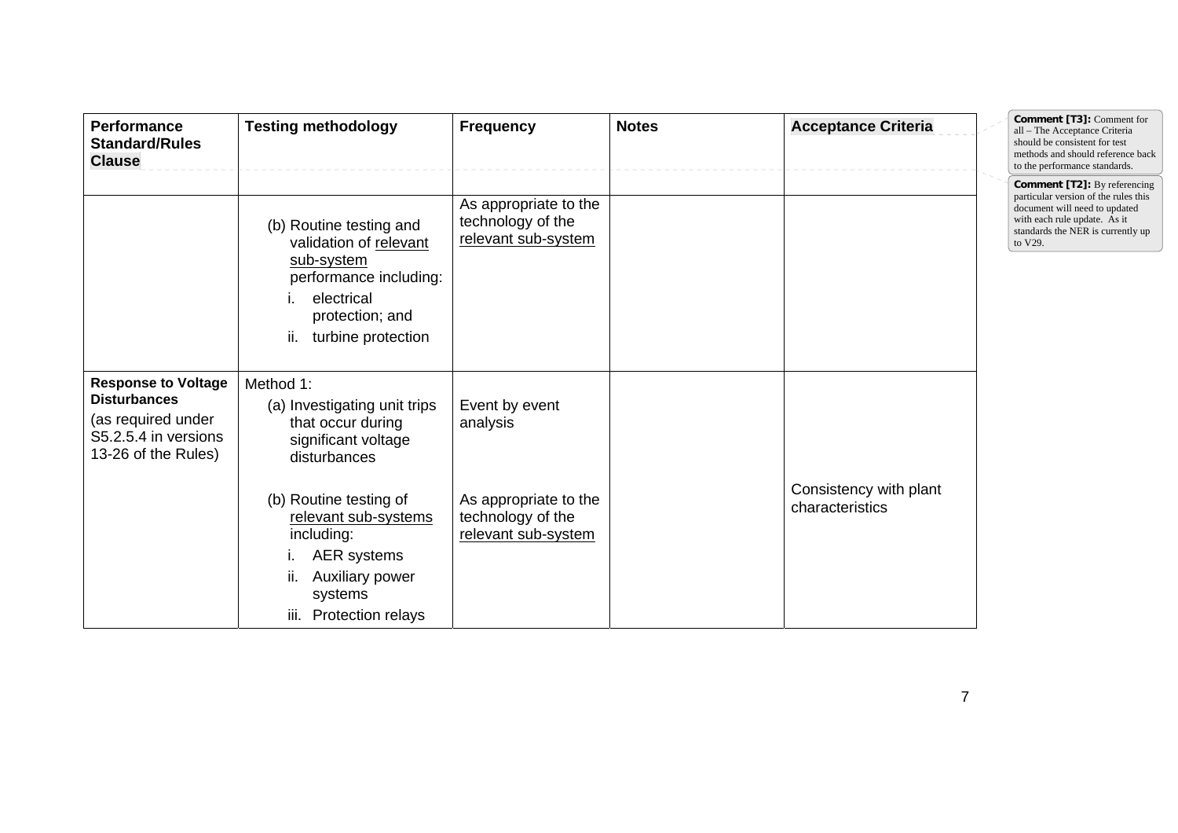| Performance Standard/Rules Clause | Testing methodology | Frequency | Notes | Acceptance Criteria |
|---|---|---|---|---|
| | | | | |
| | (b) Routine testing and validation of <u>relevant sub-system</u> performance including:<br>i. electrical protection; and<br>ii. turbine protection | As appropriate to the technology of the <u>relevant sub-system</u> | | |
| **Response to Voltage Disturbances**<br>(as required under S5.2.5.4 in versions 13-26 of the Rules) | Method 1:<br>(a) Investigating unit trips that occur during significant voltage disturbances | Event by event analysis | | Consistency with plant characteristics |
| | (b) Routine testing of <u>relevant sub-systems</u> including:<br>i. AER systems<br>ii. Auxiliary power systems<br>iii. Protection relays | As appropriate to the technology of the <u>relevant sub-system</u> | | |

**Comment [T3]:** Comment for all – The Acceptance Criteria should be consistent for test methods and should reference back to the performance standards.

**Comment [T2]:** By referencing particular version of the rules this document will need to updated with each rule update. As it standards the NER is currently up to V29.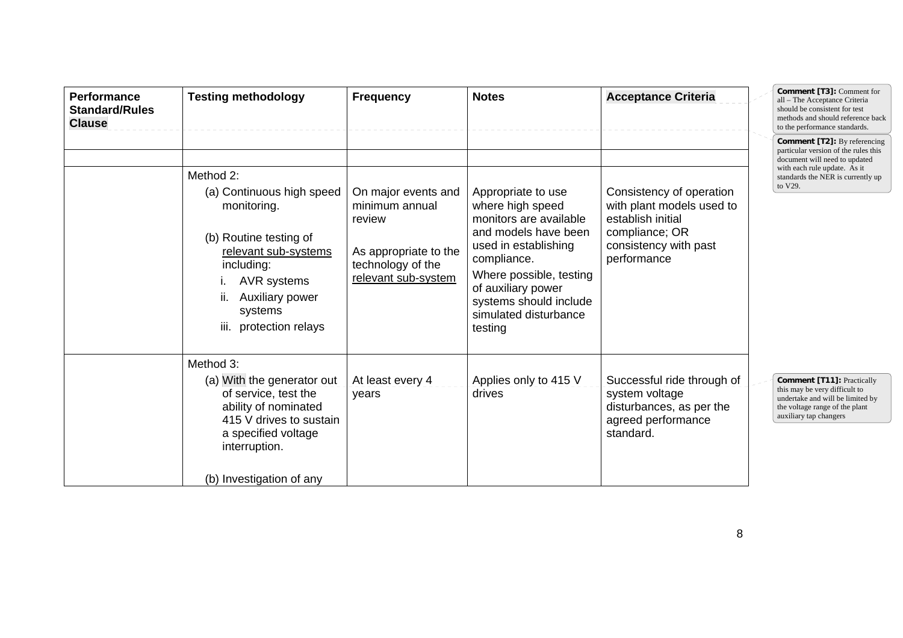| Performance Standard/Rules Clause | Testing methodology | Frequency | Notes | Acceptance Criteria |
|---|---|---|---|---|
| | | | | |
| | Method 2:<br>(a) Continuous high speed monitoring.<br><br>(b) Routine testing of relevant sub-systems including:<br>i. AVR systems<br>ii. Auxiliary power systems<br>iii. protection relays | On major events and minimum annual review<br><br>As appropriate to the technology of the relevant sub-system | Appropriate to use where high speed monitors are available and models have been used in establishing compliance.<br>Where possible, testing of auxiliary power systems should include simulated disturbance testing | Consistency of operation with plant models used to establish initial compliance; OR consistency with past performance |
| | Method 3:<br>(a) With the generator out of service, test the ability of nominated 415 V drives to sustain a specified voltage interruption.<br><br>(b) Investigation of any | At least every 4 years | Applies only to 415 V drives | Successful ride through of system voltage disturbances, as per the agreed performance standard. |

**Comment [T3]:** Comment for all – The Acceptance Criteria should be consistent for test methods and should reference back to the performance standards.

**Comment [T2]:** By referencing particular version of the rules this document will need to updated with each rule update. As it standards the NER is currently up to V29.

**Comment [T11]:** Practically this may be very difficult to undertake and will be limited by the voltage range of the plant auxiliary tap changers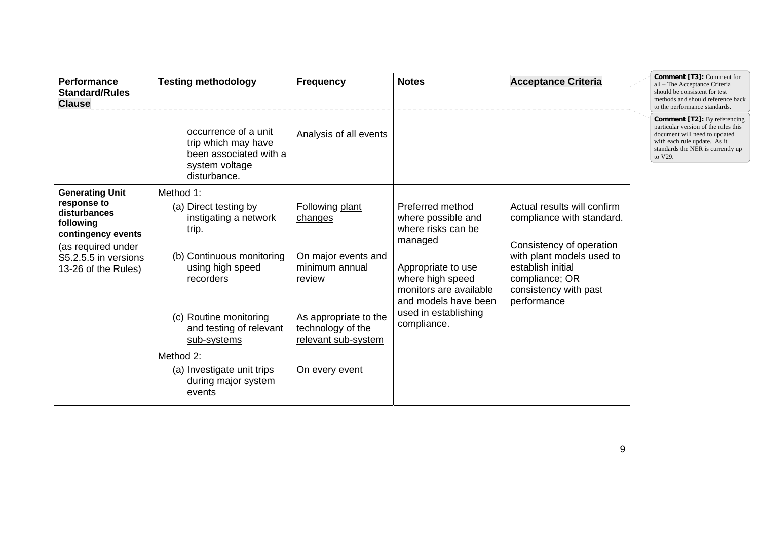| Performance Standard/Rules Clause | Testing methodology | Frequency | Notes | Acceptance Criteria |
|---|---|---|---|---|
| | | | | |
| | occurrence of a unit trip which may have been associated with a system voltage disturbance. | Analysis of all events | | |
| **Generating Unit response to disturbances following contingency events** (as required under S5.2.5.5 in versions 13-26 of the Rules) | Method 1:<br>(a) Direct testing by instigating a network trip.<br>(b) Continuous monitoring using high speed recorders<br>(c) Routine monitoring and testing of relevant sub-systems | Following plant changes<br>On major events and minimum annual review<br>As appropriate to the technology of the relevant sub-system | Preferred method where possible and where risks can be managed<br>Appropriate to use where high speed monitors are available and models have been used in establishing compliance. | Actual results will confirm compliance with standard.<br>Consistency of operation with plant models used to establish initial compliance; OR consistency with past performance |
| | Method 2:<br>(a) Investigate unit trips during major system events | On every event | | |

**Comment [T3]:** Comment for all – The Acceptance Criteria should be consistent for test methods and should reference back to the performance standards.

**Comment [T2]:** By referencing particular version of the rules this document will need to updated with each rule update. As it standards the NER is currently up to V29.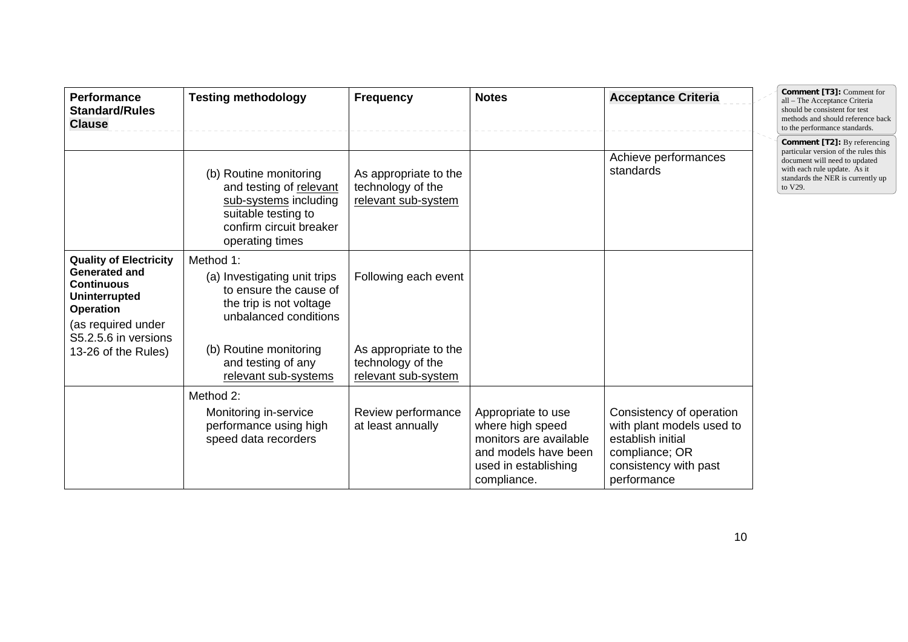| Performance Standard/Rules Clause | Testing methodology | Frequency | Notes | Acceptance Criteria |
|---|---|---|---|---|
| | (b) Routine monitoring and testing of relevant sub-systems including suitable testing to confirm circuit breaker operating times | As appropriate to the technology of the relevant sub-system | | Achieve performances standards |
| **Quality of Electricity Generated and Continuous Uninterrupted Operation** (as required under S5.2.5.6 in versions 13-26 of the Rules) | Method 1: (a) Investigating unit trips to ensure the cause of the trip is not voltage unbalanced conditions<br><br>(b) Routine monitoring and testing of any relevant sub-systems | Following each event<br><br>As appropriate to the technology of the relevant sub-system | | |
| | Method 2: Monitoring in-service performance using high speed data recorders | Review performance at least annually | Appropriate to use where high speed monitors are available and models have been used in establishing compliance. | Consistency of operation with plant models used to establish initial compliance; OR consistency with past performance |

**Comment [T3]:** Comment for all – The Acceptance Criteria should be consistent for test methods and should reference back to the performance standards.

**Comment [T2]:** By referencing particular version of the rules this document will need to updated with each rule update. As it standards the NER is currently up to V29.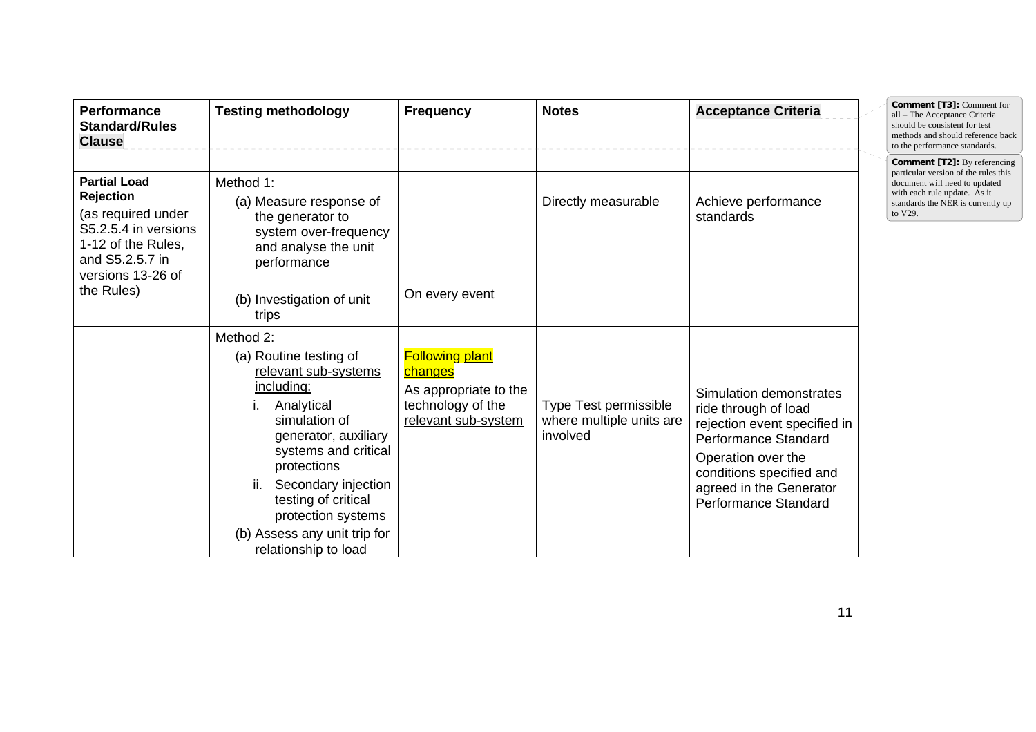| Performance Standard/Rules Clause | Testing methodology | Frequency | Notes | Acceptance Criteria |
|---|---|---|---|---|
| | | | | |
| **Partial Load Rejection** (as required under S5.2.5.4 in versions 1-12 of the Rules, and S5.2.5.7 in versions 13-26 of the Rules) | Method 1:<br>(a) Measure response of the generator to system over-frequency and analyse the unit performance<br>(b) Investigation of unit trips | On every event | Directly measurable | Achieve performance standards |
| | Method 2:<br>(a) Routine testing of relevant sub-systems including:<br>i. Analytical simulation of generator, auxiliary systems and critical protections<br>ii. Secondary injection testing of critical protection systems<br>(b) Assess any unit trip for relationship to load | Following plant changes<br>As appropriate to the technology of the relevant sub-system | Type Test permissible where multiple units are involved | Simulation demonstrates ride through of load rejection event specified in Performance Standard<br>Operation over the conditions specified and agreed in the Generator Performance Standard |

**Comment [T3]:** Comment for all – The Acceptance Criteria should be consistent for test methods and should reference back to the performance standards.

**Comment [T2]:** By referencing particular version of the rules this document will need to updated with each rule update. As it standards the NER is currently up to V29.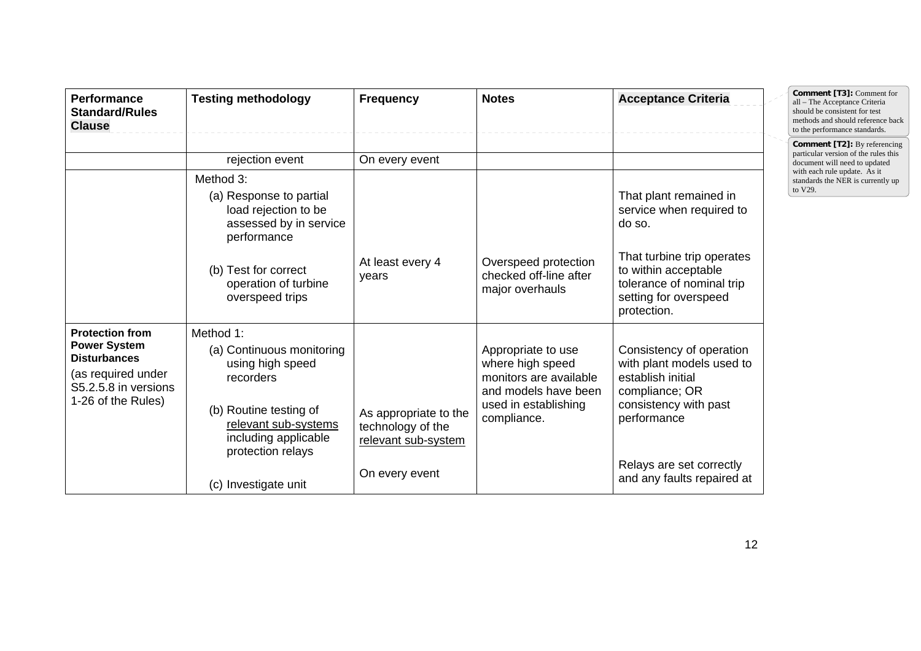| Performance Standard/Rules Clause | Testing methodology | Frequency | Notes | Acceptance Criteria |
|---|---|---|---|---|
| | | | | |
| | rejection event | On every event | | |
| | Method 3:<br>(a) Response to partial load rejection to be assessed by in service performance<br><br>(b) Test for correct operation of turbine overspeed trips | <br><br><br><br>At least every 4 years | <br><br><br><br>Overspeed protection checked off-line after major overhauls | That plant remained in service when required to do so.<br><br>That turbine trip operates to within acceptable tolerance of nominal trip setting for overspeed protection. |
| **Protection from Power System Disturbances**<br>(as required under S5.2.5.8 in versions 1-26 of the Rules) | Method 1:<br>(a) Continuous monitoring using high speed recorders<br><br>(b) Routine testing of <u>relevant sub-systems</u> including applicable protection relays<br><br>(c) Investigate unit | <br><br><br>As appropriate to the technology of the <u>relevant sub-system</u><br><br>On every event | Appropriate to use where high speed monitors are available and models have been used in establishing compliance. | Consistency of operation with plant models used to establish initial compliance; OR consistency with past performance<br><br>Relays are set correctly and any faults repaired at |

**Comment [T3]:** Comment for all – The Acceptance Criteria should be consistent for test methods and should reference back to the performance standards.

**Comment [T2]:** By referencing particular version of the rules this document will need to updated with each rule update. As it standards the NER is currently up to V29.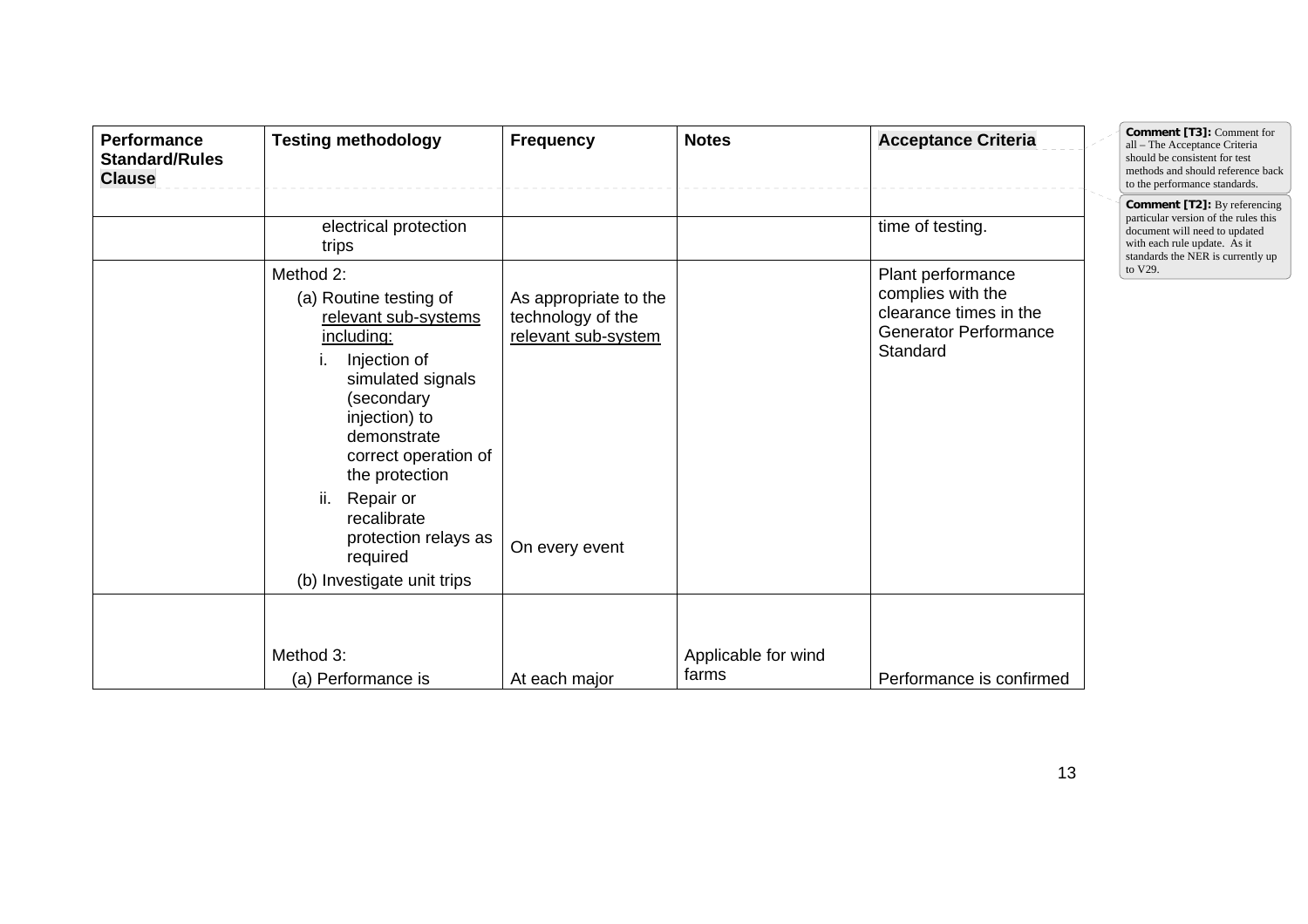| Performance Standard/Rules Clause | Testing methodology | Frequency | Notes | Acceptance Criteria |
|---|---|---|---|---|
| | | | | |
| | electrical protection trips | | | time of testing. |
| | Method 2:<br>(a) Routine testing of <u>relevant sub-systems including:</u><br>i. Injection of simulated signals (secondary injection) to demonstrate correct operation of the protection<br>ii. Repair or recalibrate protection relays as required<br>(b) Investigate unit trips | As appropriate to the technology of the <u>relevant sub-system</u><br><br>On every event | | Plant performance complies with the clearance times in the Generator Performance Standard |
| | Method 3:<br>(a) Performance is | At each major | Applicable for wind farms | Performance is confirmed |

**Comment [T3]:** Comment for all – The Acceptance Criteria should be consistent for test methods and should reference back to the performance standards.

**Comment [T2]:** By referencing particular version of the rules this document will need to updated with each rule update. As it standards the NER is currently up to V29.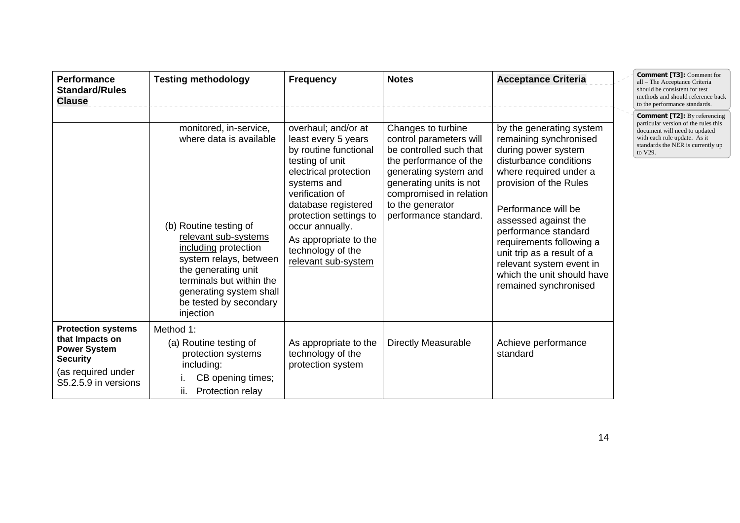| Performance Standard/Rules Clause | Testing methodology | Frequency | Notes | Acceptance Criteria |
|---|---|---|---|---|
| | monitored, in-service, where data is available<br><br>(b) Routine testing of <u>relevant sub-systems</u> <u>including</u> protection system relays, between the generating unit terminals but within the generating system shall be tested by secondary injection | overhaul; and/or at least every 5 years by routine functional testing of unit electrical protection systems and verification of database registered protection settings to occur annually.<br>As appropriate to the technology of the <u>relevant sub-system</u> | Changes to turbine control parameters will be controlled such that the performance of the generating system and generating units is not compromised in relation to the generator performance standard. | by the generating system remaining synchronised during power system disturbance conditions where required under a provision of the Rules<br><br>Performance will be assessed against the performance standard requirements following a unit trip as a result of a relevant system event in which the unit should have remained synchronised |
| **Protection systems that Impacts on Power System Security**<br>(as required under S5.2.5.9 in versions | Method 1:<br>(a) Routine testing of protection systems including:<br>i. CB opening times;<br>ii. Protection relay | As appropriate to the technology of the protection system | Directly Measurable | Achieve performance standard |

**Comment [T3]:** Comment for all – The Acceptance Criteria should be consistent for test methods and should reference back to the performance standards.

**Comment [T2]:** By referencing particular version of the rules this document will need to updated with each rule update. As it standards the NER is currently up to V29.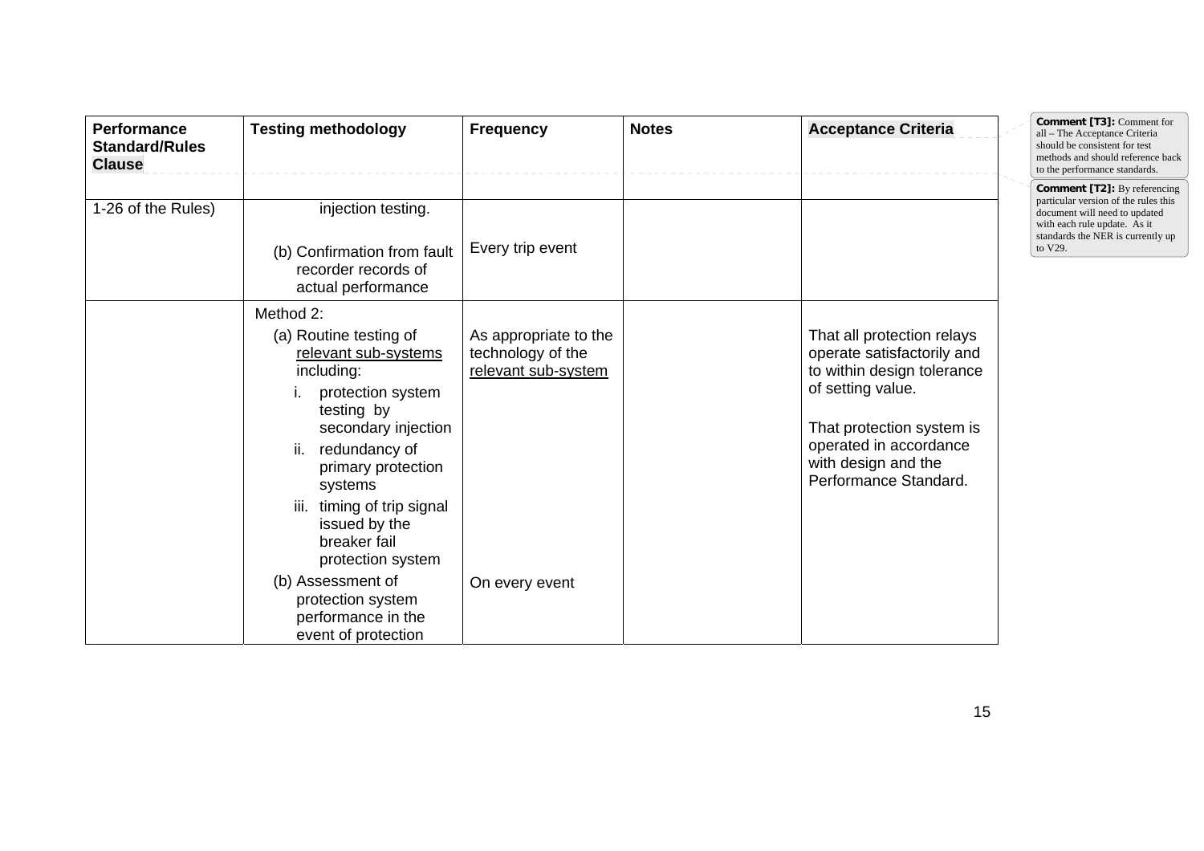| Performance Standard/Rules Clause | Testing methodology | Frequency | Notes | Acceptance Criteria |
|---|---|---|---|---|
| | | | | |
| 1-26 of the Rules) | injection testing.<br><br>(b) Confirmation from fault recorder records of actual performance | <br><br>Every trip event | | |
| | Method 2:<br>(a) Routine testing of relevant sub-systems including:<br>i. protection system testing by secondary injection<br>ii. redundancy of primary protection systems<br>iii. timing of trip signal issued by the breaker fail protection system<br>(b) Assessment of protection system performance in the event of protection | <br>As appropriate to the technology of the relevant sub-system<br><br><br><br><br><br>On every event | | <br>That all protection relays operate satisfactorily and to within design tolerance of setting value.<br><br>That protection system is operated in accordance with design and the Performance Standard. |

**Comment [T3]:** Comment for all – The Acceptance Criteria should be consistent for test methods and should reference back to the performance standards.

**Comment [T2]:** By referencing particular version of the rules this document will need to updated with each rule update. As it standards the NER is currently up to V29.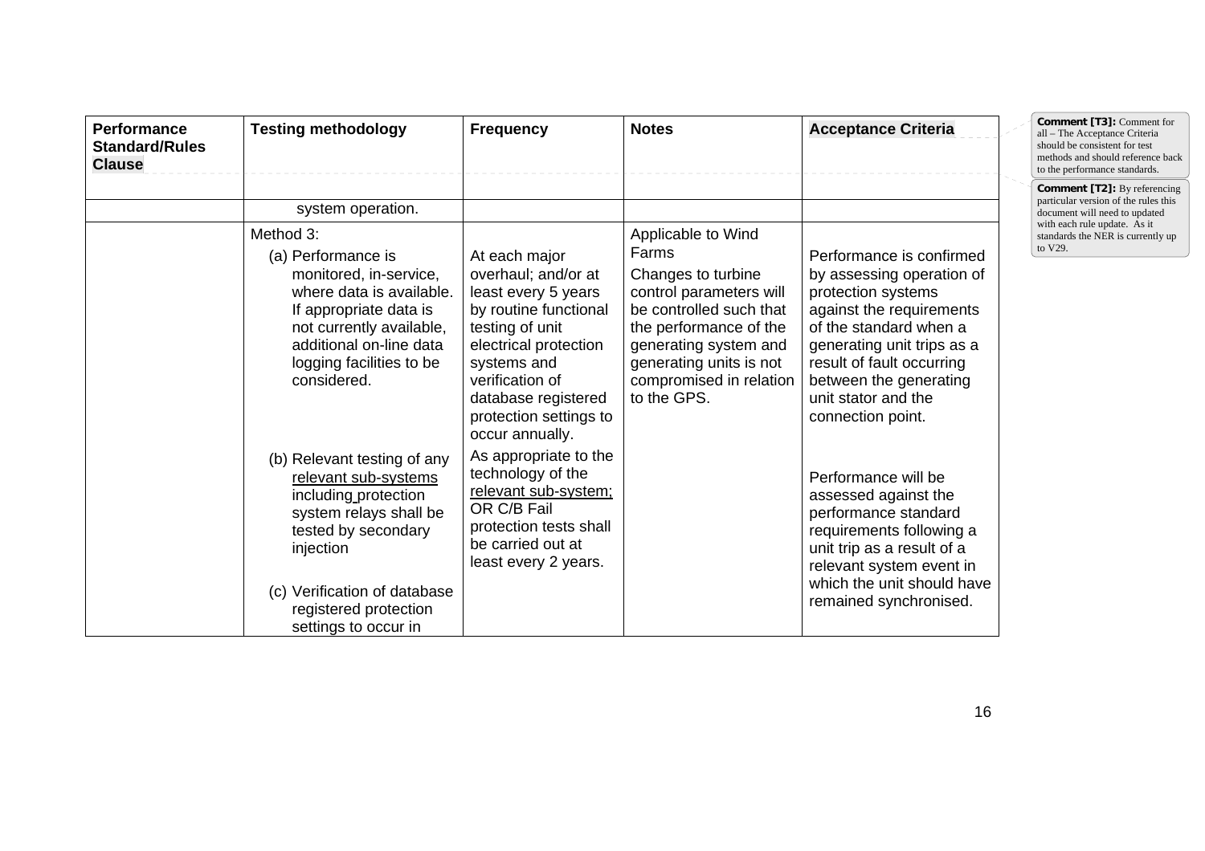| Performance Standard/Rules Clause | Testing methodology | Frequency | Notes | Acceptance Criteria |
| --- | --- | --- | --- | --- |
| | | | | |
| | system operation. | | | |
| | Method 3:<br>(a) Performance is monitored, in-service, where data is available. If appropriate data is not currently available, additional on-line data logging facilities to be considered.<br><br>(b) Relevant testing of any relevant sub-systems including protection system relays shall be tested by secondary injection<br><br>(c) Verification of database registered protection settings to occur in | At each major overhaul; and/or at least every 5 years by routine functional testing of unit electrical protection systems and verification of database registered protection settings to occur annually.<br><br>As appropriate to the technology of the relevant sub-system; OR C/B Fail protection tests shall be carried out at least every 2 years. | Applicable to Wind Farms<br>Changes to turbine control parameters will be controlled such that the performance of the generating system and generating units is not compromised in relation to the GPS. | Performance is confirmed by assessing operation of protection systems against the requirements of the standard when a generating unit trips as a result of fault occurring between the generating unit stator and the connection point.<br><br>Performance will be assessed against the performance standard requirements following a unit trip as a result of a relevant system event in which the unit should have remained synchronised. |

**Comment [T3]:** Comment for all – The Acceptance Criteria should be consistent for test methods and should reference back to the performance standards.

**Comment [T2]:** By referencing particular version of the rules this document will need to updated with each rule update. As it standards the NER is currently up to V29.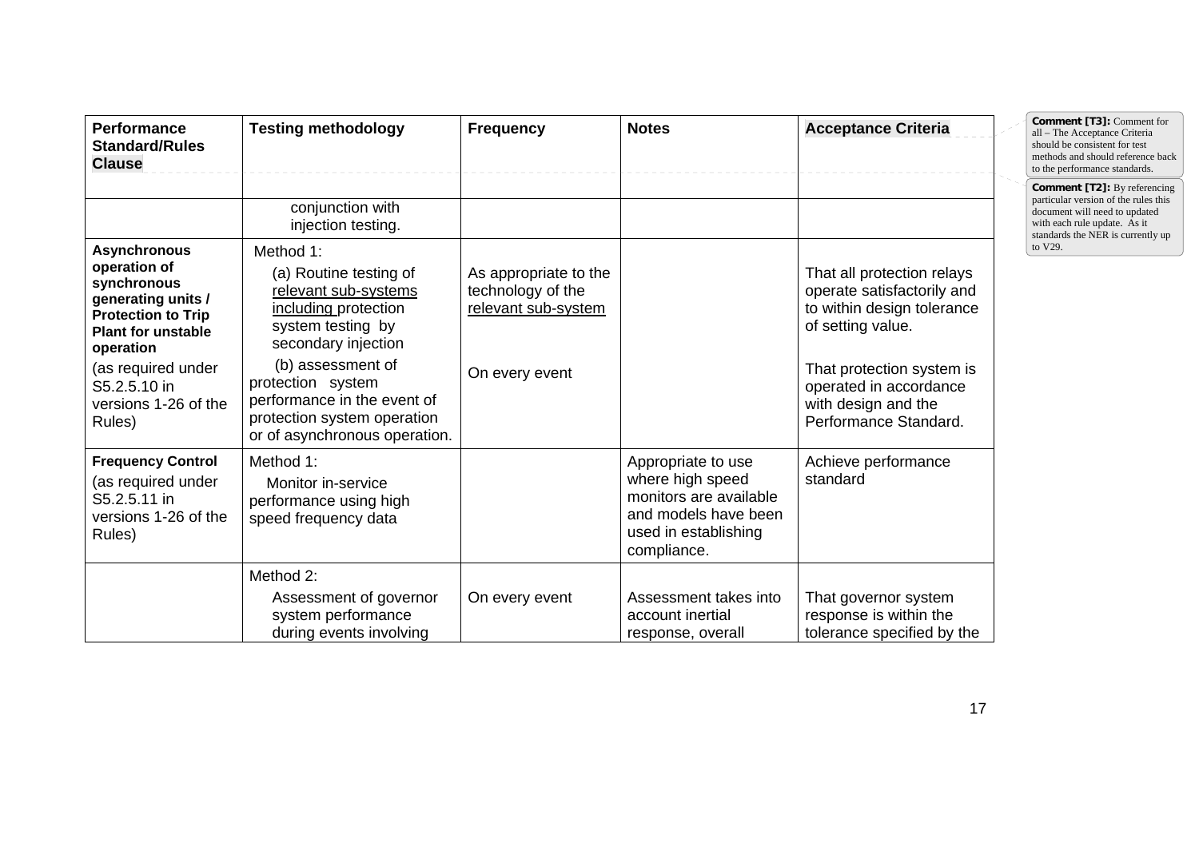| Performance Standard/Rules Clause | Testing methodology | Frequency | Notes | Acceptance Criteria |
|---|---|---|---|---|
| | | | | |
| | conjunction with injection testing. | | | |
| **Asynchronous operation of synchronous generating units / Protection to Trip Plant for unstable operation** (as required under S5.2.5.10 in versions 1-26 of the Rules) | Method 1: (a) Routine testing of relevant sub-systems including protection system testing by secondary injection (b) assessment of protection system performance in the event of protection system operation or of asynchronous operation. | As appropriate to the technology of the relevant sub-system On every event | | That all protection relays operate satisfactorily and to within design tolerance of setting value. That protection system is operated in accordance with design and the Performance Standard. |
| **Frequency Control** (as required under S5.2.5.11 in versions 1-26 of the Rules) | Method 1: Monitor in-service performance using high speed frequency data | | Appropriate to use where high speed monitors are available and models have been used in establishing compliance. | Achieve performance standard |
| | Method 2: Assessment of governor system performance during events involving | On every event | Assessment takes into account inertial response, overall | That governor system response is within the tolerance specified by the |

Comment [T3]: Comment for all – The Acceptance Criteria should be consistent for test methods and should reference back to the performance standards.

Comment [T2]: By referencing particular version of the rules this document will need to updated with each rule update. As it standards the NER is currently up to V29.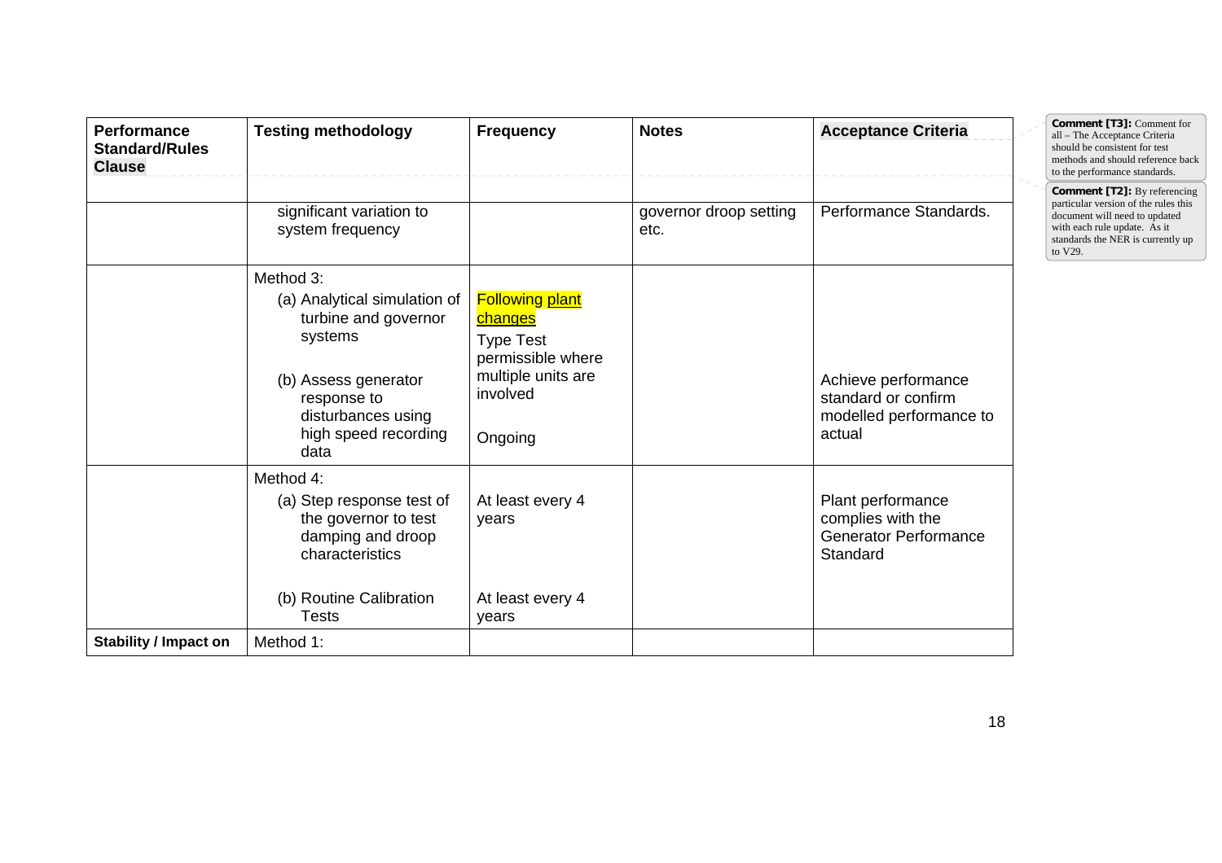| Performance Standard/Rules Clause | Testing methodology | Frequency | Notes | Acceptance Criteria |
|---|---|---|---|---|
| | significant variation to system frequency | | governor droop setting etc. | Performance Standards. |
| | Method 3:<br>(a) Analytical simulation of turbine and governor systems<br>(b) Assess generator response to disturbances using high speed recording data | Following plant changes<br>Type Test permissible where multiple units are involved<br>Ongoing | | Achieve performance standard or confirm modelled performance to actual |
| | Method 4:<br>(a) Step response test of the governor to test damping and droop characteristics<br>(b) Routine Calibration Tests | At least every 4 years<br>At least every 4 years | | Plant performance complies with the Generator Performance Standard |
| **Stability / Impact on** | Method 1: | | | |

**Comment [T3]:** Comment for all – The Acceptance Criteria should be consistent for test methods and should reference back to the performance standards.

**Comment [T2]:** By referencing particular version of the rules this document will need to updated with each rule update. As it standards the NER is currently up to V29.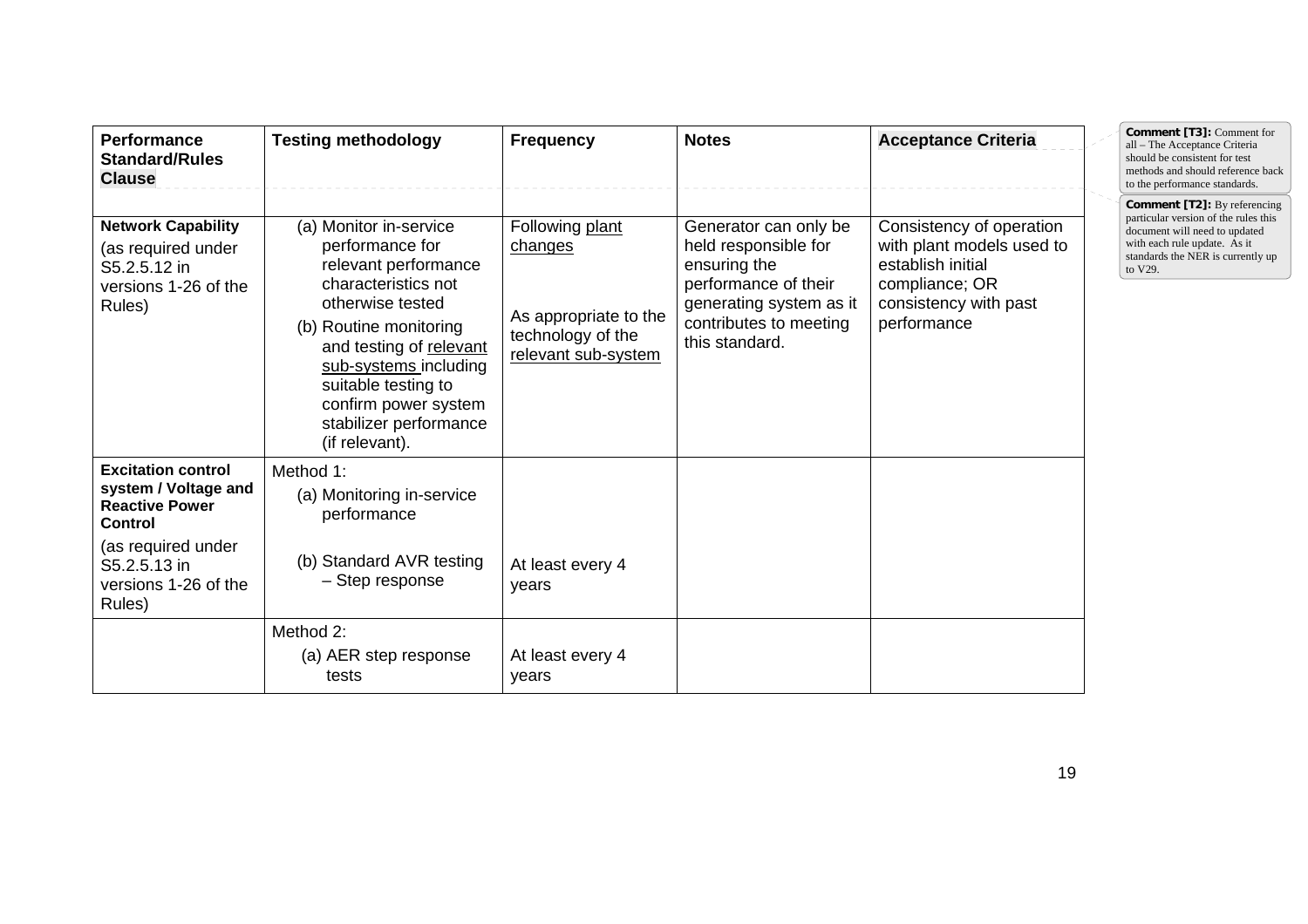| Performance Standard/Rules Clause | Testing methodology | Frequency | Notes | Acceptance Criteria |
|---|---|---|---|---|
| **Network Capability** (as required under S5.2.5.12 in versions 1-26 of the Rules) | (a) Monitor in-service performance for relevant performance characteristics not otherwise tested<br>(b) Routine monitoring and testing of relevant sub-systems including suitable testing to confirm power system stabilizer performance (if relevant). | Following plant changes<br><br>As appropriate to the technology of the relevant sub-system | Generator can only be held responsible for ensuring the performance of their generating system as it contributes to meeting this standard. | Consistency of operation with plant models used to establish initial compliance; OR consistency with past performance |
| **Excitation control system / Voltage and Reactive Power Control** (as required under S5.2.5.13 in versions 1-26 of the Rules) | Method 1:<br>(a) Monitoring in-service performance<br>(b) Standard AVR testing – Step response | <br><br>At least every 4 years | | |
| | Method 2:<br>(a) AER step response tests | At least every 4 years | | |

**Comment [T3]:** Comment for all – The Acceptance Criteria should be consistent for test methods and should reference back to the performance standards.

**Comment [T2]:** By referencing particular version of the rules this document will need to updated with each rule update. As it standards the NER is currently up to V29.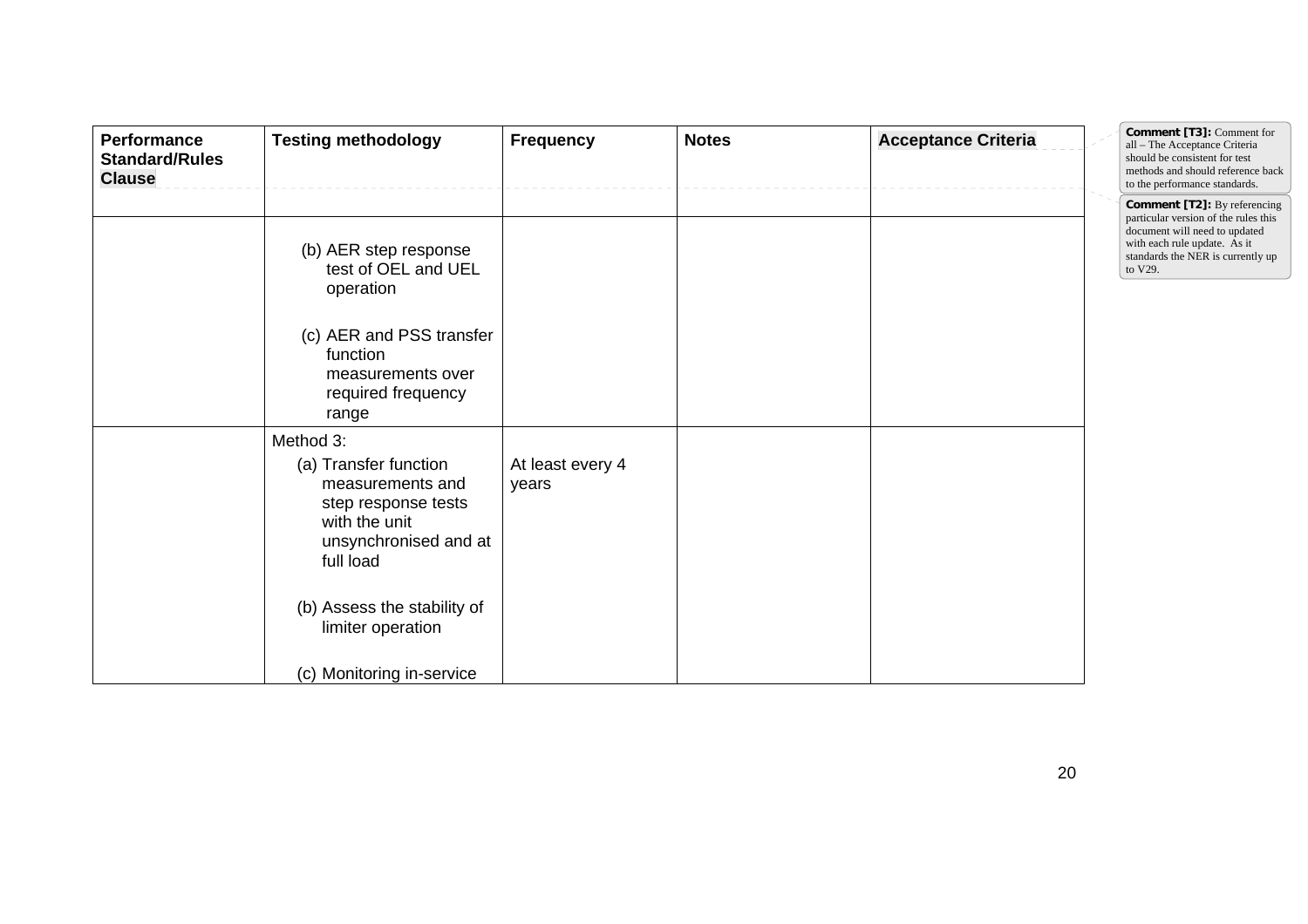| Performance Standard/Rules Clause | Testing methodology | Frequency | Notes | Acceptance Criteria |
|---|---|---|---|---|
| | | | | |
| | (b) AER step response test of OEL and UEL operation<br><br>(c) AER and PSS transfer function measurements over required frequency range | | | |
| | Method 3:<br>(a) Transfer function measurements and step response tests with the unit unsynchronised and at full load<br><br>(b) Assess the stability of limiter operation<br><br>(c) Monitoring in-service | At least every 4 years | | |

**Comment [T3]:** Comment for all – The Acceptance Criteria should be consistent for test methods and should reference back to the performance standards.

**Comment [T2]:** By referencing particular version of the rules this document will need to updated with each rule update. As it standards the NER is currently up to V29.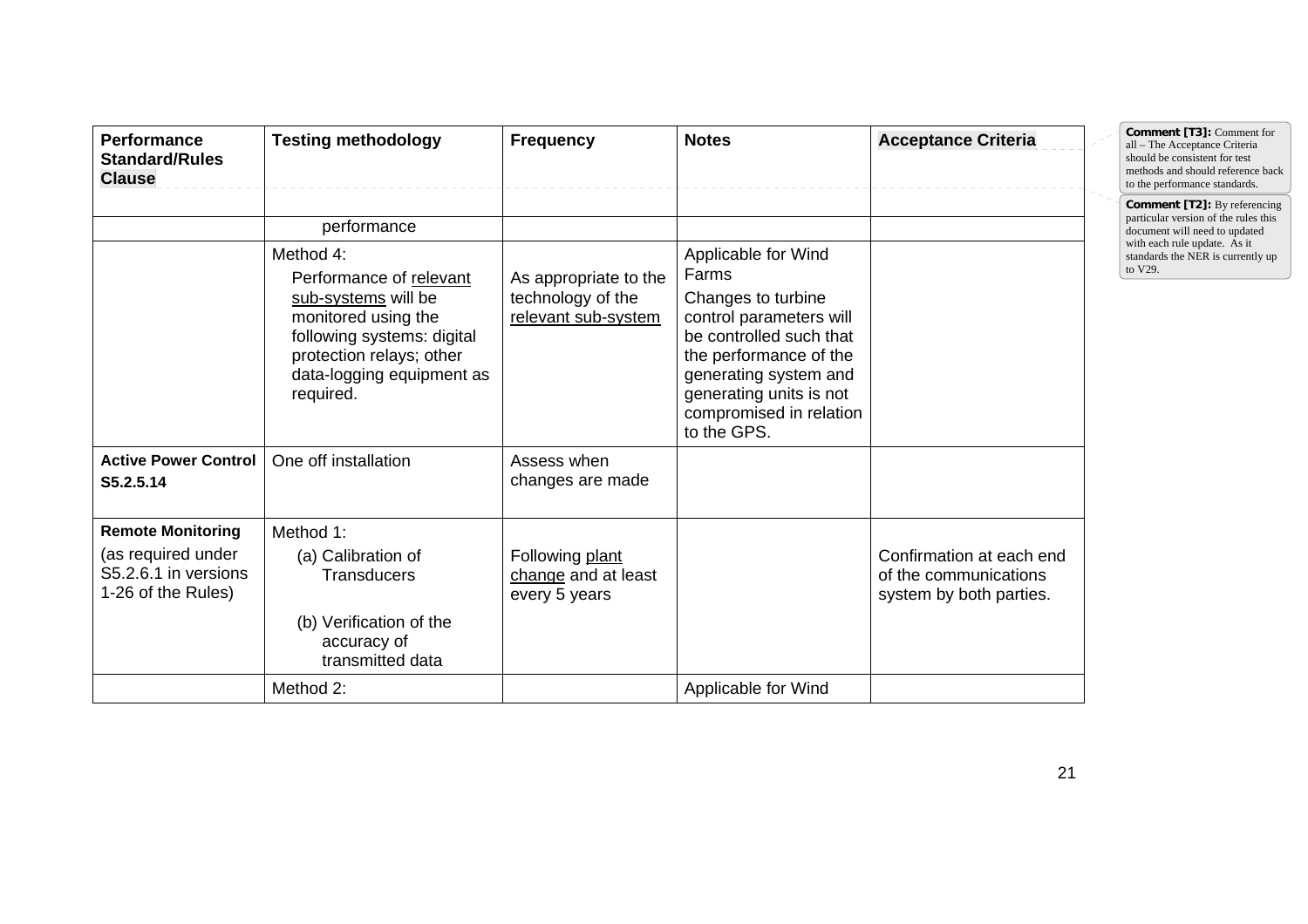| Performance Standard/Rules Clause | Testing methodology | Frequency | Notes | Acceptance Criteria |
|---|---|---|---|---|
| | | | | |
| | performance | | | |
| | Method 4:<br>Performance of relevant sub-systems will be monitored using the following systems: digital protection relays; other data-logging equipment as required. | As appropriate to the technology of the relevant sub-system | Applicable for Wind Farms<br>Changes to turbine control parameters will be controlled such that the performance of the generating system and generating units is not compromised in relation to the GPS. | |
| **Active Power Control**<br>**S5.2.5.14** | One off installation | Assess when changes are made | | |
| **Remote Monitoring**<br>(as required under S5.2.6.1 in versions 1-26 of the Rules) | Method 1:<br>(a) Calibration of Transducers<br>(b) Verification of the accuracy of transmitted data | Following plant change and at least every 5 years | | Confirmation at each end of the communications system by both parties. |
| | Method 2: | | Applicable for Wind | |

**Comment [T3]:** Comment for all – The Acceptance Criteria should be consistent for test methods and should reference back to the performance standards.

**Comment [T2]:** By referencing particular version of the rules this document will need to updated with each rule update. As it standards the NER is currently up to V29.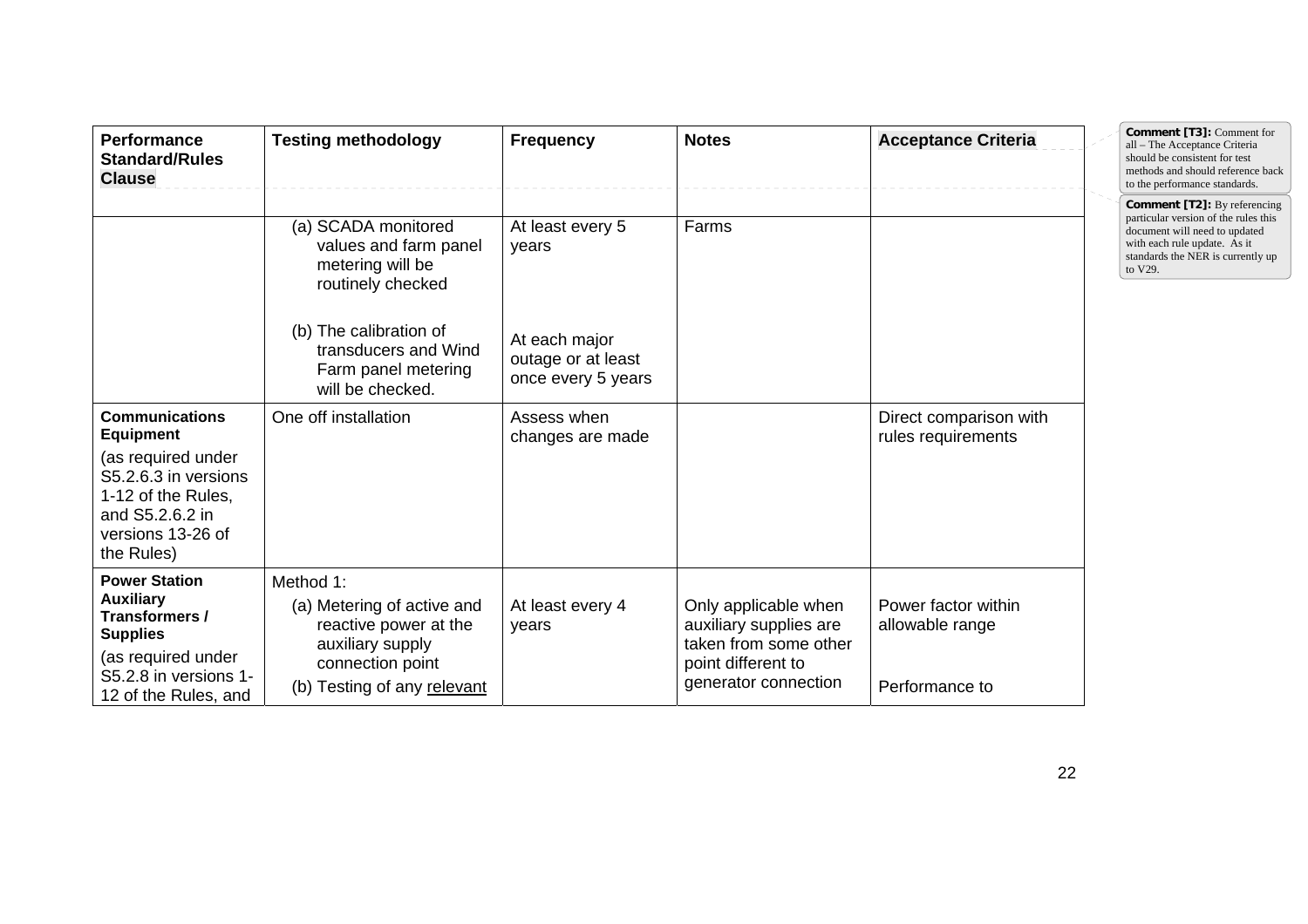| Performance Standard/Rules Clause | Testing methodology | Frequency | Notes | Acceptance Criteria |
|---|---|---|---|---|
| | | | | |
| | (a) SCADA monitored values and farm panel metering will be routinely checked<br><br>(b) The calibration of transducers and Wind Farm panel metering will be checked. | At least every 5 years<br><br>At each major outage or at least once every 5 years | Farms | |
| **Communications Equipment**<br><br>(as required under S5.2.6.3 in versions 1-12 of the Rules, and S5.2.6.2 in versions 13-26 of the Rules) | One off installation | Assess when changes are made | | Direct comparison with rules requirements |
| **Power Station Auxiliary Transformers / Supplies**<br><br>(as required under S5.2.8 in versions 1-12 of the Rules, and | Method 1:<br><br>(a) Metering of active and reactive power at the auxiliary supply connection point<br><br>(b) Testing of any relevant | At least every 4 years | Only applicable when auxiliary supplies are taken from some other point different to generator connection | Power factor within allowable range<br><br>Performance to |

**Comment [T3]:** Comment for all – The Acceptance Criteria should be consistent for test methods and should reference back to the performance standards.

**Comment [T2]:** By referencing particular version of the rules this document will need to updated with each rule update. As it standards the NER is currently up to V29.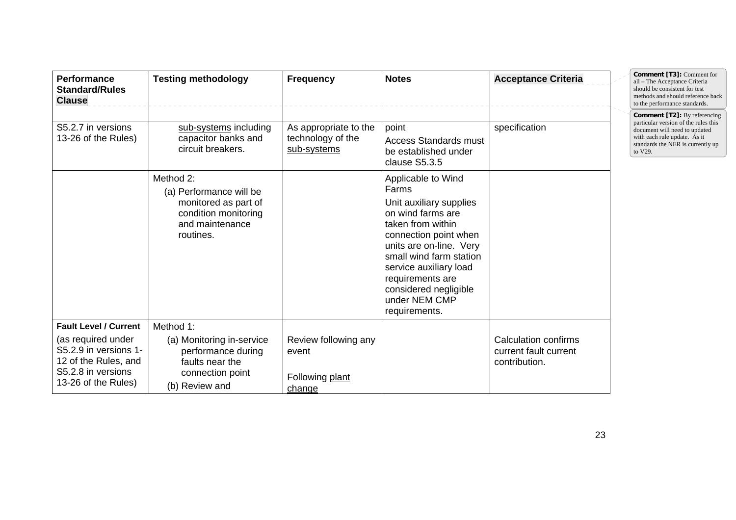| Performance Standard/Rules Clause | Testing methodology | Frequency | Notes | Acceptance Criteria |
|---|---|---|---|---|
| S5.2.7 in versions 13-26 of the Rules) | sub-systems including capacitor banks and circuit breakers. | As appropriate to the technology of the sub-systems | point<br>Access Standards must be established under clause S5.3.5 | specification |
| | Method 2:<br>(a) Performance will be monitored as part of condition monitoring and maintenance routines. | | Applicable to Wind Farms<br>Unit auxiliary supplies on wind farms are taken from within connection point when units are on-line. Very small wind farm station service auxiliary load requirements are considered negligible under NEM CMP requirements. | |
| **Fault Level / Current**<br>(as required under S5.2.9 in versions 1-12 of the Rules, and S5.2.8 in versions 13-26 of the Rules) | Method 1:<br>(a) Monitoring in-service performance during faults near the connection point<br>(b) Review and | Review following any event<br><br>Following plant change | | Calculation confirms current fault current contribution. |

Comment [T3]: Comment for all – The Acceptance Criteria should be consistent for test methods and should reference back to the performance standards.

Comment [T2]: By referencing particular version of the rules this document will need to updated with each rule update. As it standards the NER is currently up to V29.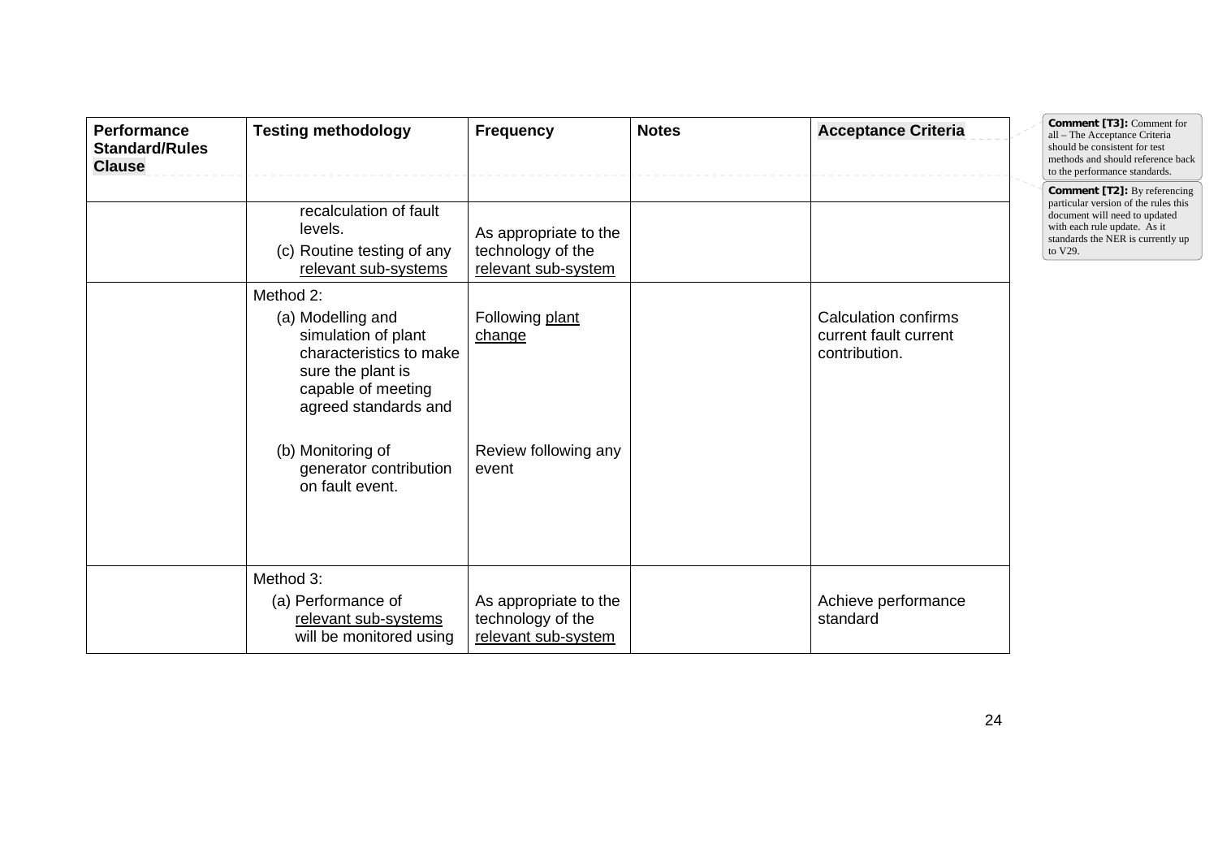| Performance Standard/Rules Clause | Testing methodology | Frequency | Notes | Acceptance Criteria |
|---|---|---|---|---|
| | | | | |
| | recalculation of fault levels.<br>(c) Routine testing of any relevant sub-systems | As appropriate to the technology of the relevant sub-system | | |
| | Method 2:<br>(a) Modelling and simulation of plant characteristics to make sure the plant is capable of meeting agreed standards and<br>(b) Monitoring of generator contribution on fault event. | Following plant change<br><br>Review following any event | | Calculation confirms current fault current contribution. |
| | Method 3:<br>(a) Performance of relevant sub-systems will be monitored using | As appropriate to the technology of the relevant sub-system | | Achieve performance standard |

**Comment [T3]:** Comment for all – The Acceptance Criteria should be consistent for test methods and should reference back to the performance standards.

**Comment [T2]:** By referencing particular version of the rules this document will need to updated with each rule update. As it standards the NER is currently up to V29.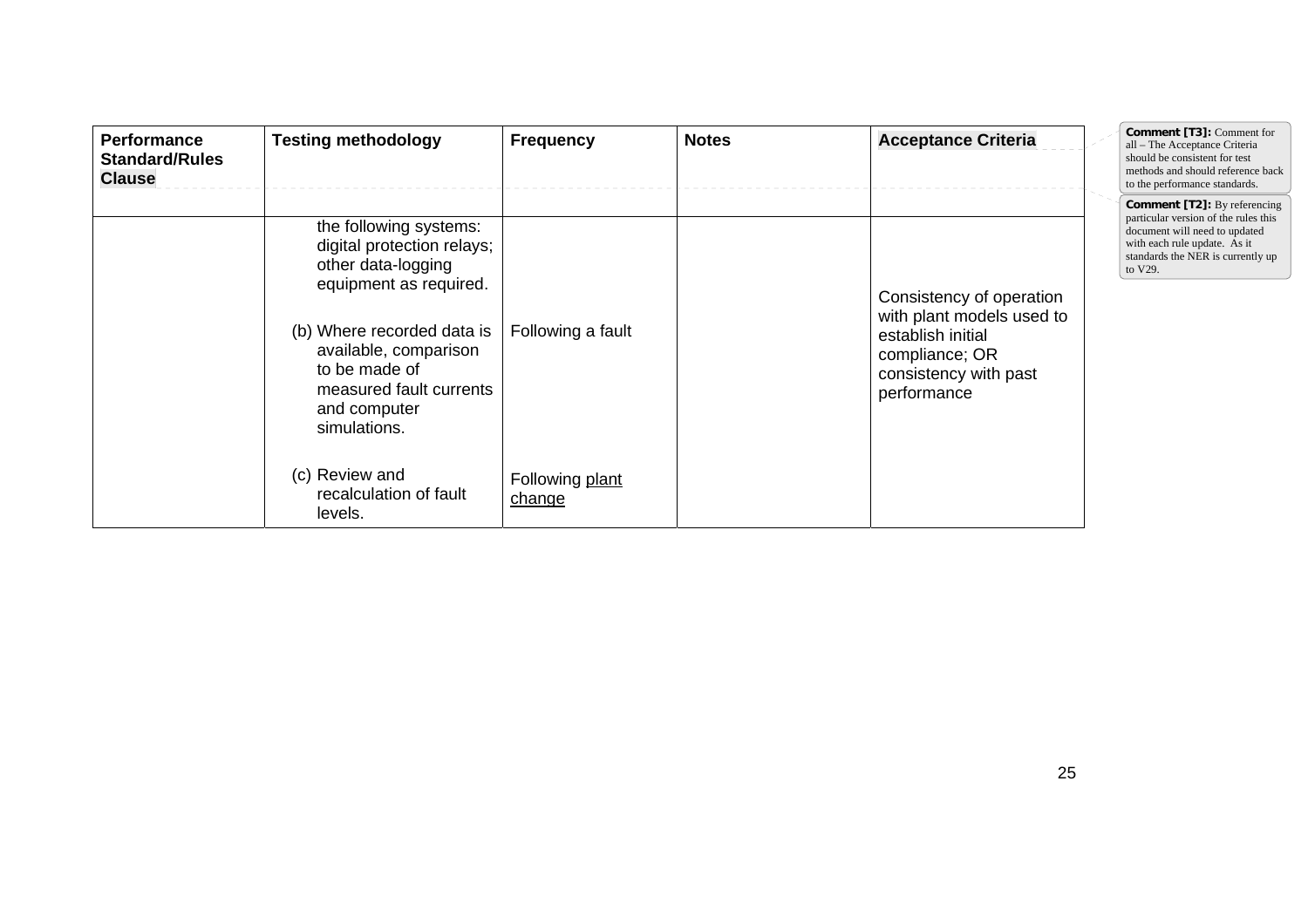| Performance Standard/Rules Clause | Testing methodology | Frequency | Notes | Acceptance Criteria |
|---|---|---|---|---|
| | | | | |
| | the following systems: digital protection relays; other data-logging equipment as required.<br><br>(b) Where recorded data is available, comparison to be made of measured fault currents and computer simulations.<br><br>(c) Review and recalculation of fault levels. | <br><br><br>Following a fault<br><br><br><br>Following plant change | | Consistency of operation with plant models used to establish initial compliance; OR consistency with past performance |

**Comment [T3]:** Comment for all – The Acceptance Criteria should be consistent for test methods and should reference back to the performance standards.

**Comment [T2]:** By referencing particular version of the rules this document will need to updated with each rule update. As it standards the NER is currently up to V29.